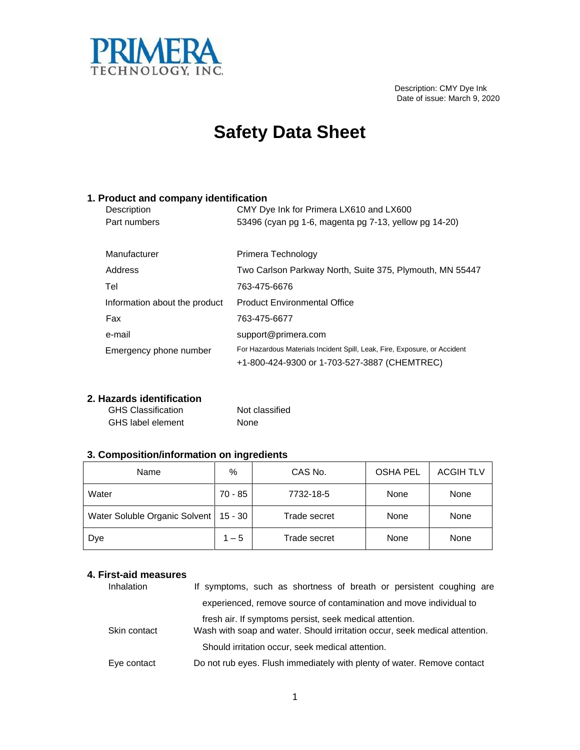PRIMERA TECHNOLOGY, INC.

Description: CMY Dye Ink
Date of issue: March 9, 2020

# Safety Data Sheet

## 1. Product and company identification

| | |
|---|---|
| Description | CMY Dye Ink for Primera LX610 and LX600 |
| Part numbers | 53496 (cyan pg 1-6, magenta pg 7-13, yellow pg 14-20) |
| Manufacturer | Primera Technology |
| Address | Two Carlson Parkway North, Suite 375, Plymouth, MN 55447 |
| Tel | 763-475-6676 |
| Information about the product | Product Environmental Office |
| Fax | 763-475-6677 |
| e-mail | support@primera.com |
| Emergency phone number | For Hazardous Materials Incident Spill, Leak, Fire, Exposure, or Accident<br>+1-800-424-9300 or 1-703-527-3887 (CHEMTREC) |

## 2. Hazards identification

| | |
|---|---|
| GHS Classification | Not classified |
| GHS label element | None |

## 3. Composition/information on ingredients

| Name | % | CAS No. | OSHA PEL | ACGIH TLV |
|---|---|---|---|---|
| Water | 70 - 85 | 7732-18-5 | None | None |
| Water Soluble Organic Solvent | 15 - 30 | Trade secret | None | None |
| Dye | 1 – 5 | Trade secret | None | None |

## 4. First-aid measures

**Inhalation**
If symptoms, such as shortness of breath or persistent coughing are experienced, remove source of contamination and move individual to fresh air. If symptoms persist, seek medical attention.

**Skin contact**
Wash with soap and water. Should irritation occur, seek medical attention. Should irritation occur, seek medical attention.

**Eye contact**
Do not rub eyes. Flush immediately with plenty of water. Remove contact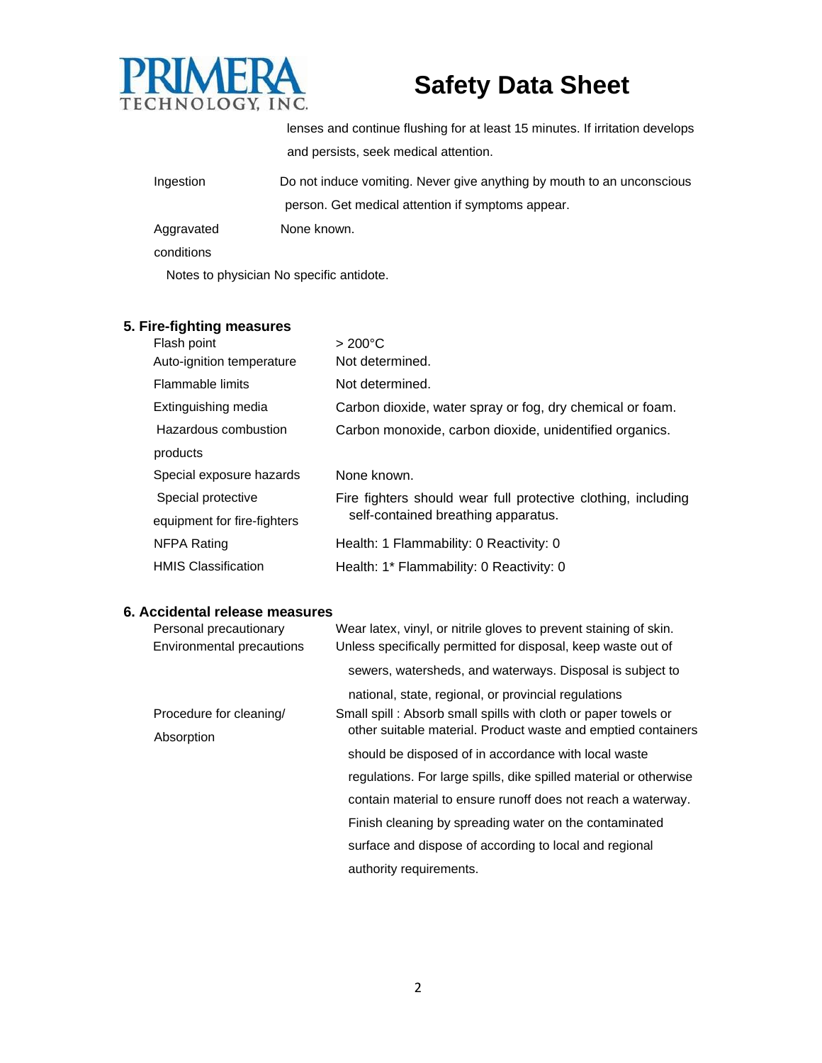lenses and continue flushing for at least 15 minutes. If irritation develops and persists, seek medical attention.

| | |
|---|---|
| Ingestion | Do not induce vomiting. Never give anything by mouth to an unconscious person. Get medical attention if symptoms appear. |
| Aggravated conditions | None known. |
| Notes to physician | No specific antidote. |

## 5. Fire-fighting measures

| | |
|---|---|
| Flash point | > 200°C |
| Auto-ignition temperature | Not determined. |
| Flammable limits | Not determined. |
| Extinguishing media | Carbon dioxide, water spray or fog, dry chemical or foam. |
| Hazardous combustion products | Carbon monoxide, carbon dioxide, unidentified organics. |
| Special exposure hazards | None known. |
| Special protective equipment for fire-fighters | Fire fighters should wear full protective clothing, including self-contained breathing apparatus. |
| NFPA Rating | Health: 1 Flammability: 0 Reactivity: 0 |
| HMIS Classification | Health: 1* Flammability: 0 Reactivity: 0 |

## 6. Accidental release measures

| | |
|---|---|
| Personal precautionary | Wear latex, vinyl, or nitrile gloves to prevent staining of skin. |
| Environmental precautions | Unless specifically permitted for disposal, keep waste out of sewers, watersheds, and waterways. Disposal is subject to national, state, regional, or provincial regulations |
| Procedure for cleaning/ Absorption | Small spill : Absorb small spills with cloth or paper towels or other suitable material. Product waste and emptied containers should be disposed of in accordance with local waste regulations. For large spills, dike spilled material or otherwise contain material to ensure runoff does not reach a waterway. Finish cleaning by spreading water on the contaminated surface and dispose of according to local and regional authority requirements. |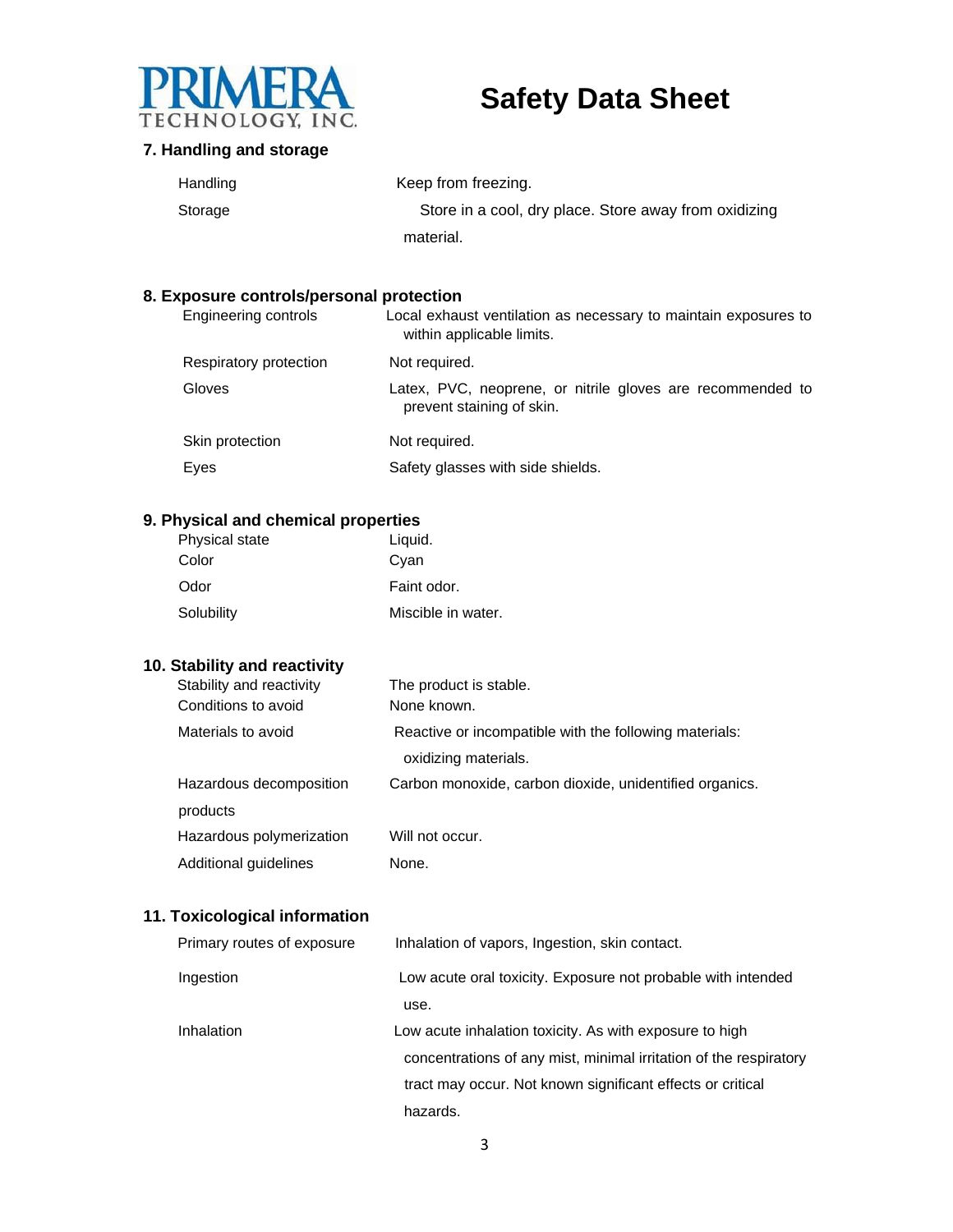## 7. Handling and storage

| | |
|---|---|
| Handling | Keep from freezing. |
| Storage | Store in a cool, dry place. Store away from oxidizing material. |

## 8. Exposure controls/personal protection

| | |
|---|---|
| Engineering controls | Local exhaust ventilation as necessary to maintain exposures to within applicable limits. |
| Respiratory protection | Not required. |
| Gloves | Latex, PVC, neoprene, or nitrile gloves are recommended to prevent staining of skin. |
| Skin protection | Not required. |
| Eyes | Safety glasses with side shields. |

## 9. Physical and chemical properties

| | |
|---|---|
| Physical state | Liquid. |
| Color | Cyan |
| Odor | Faint odor. |
| Solubility | Miscible in water. |

## 10. Stability and reactivity

| | |
|---|---|
| Stability and reactivity | The product is stable. |
| Conditions to avoid | None known. |
| Materials to avoid | Reactive or incompatible with the following materials: oxidizing materials. |
| Hazardous decomposition products | Carbon monoxide, carbon dioxide, unidentified organics. |
| Hazardous polymerization | Will not occur. |
| Additional guidelines | None. |

## 11. Toxicological information

| | |
|---|---|
| Primary routes of exposure | Inhalation of vapors, Ingestion, skin contact. |
| Ingestion | Low acute oral toxicity. Exposure not probable with intended use. |
| Inhalation | Low acute inhalation toxicity. As with exposure to high concentrations of any mist, minimal irritation of the respiratory tract may occur. Not known significant effects or critical hazards. |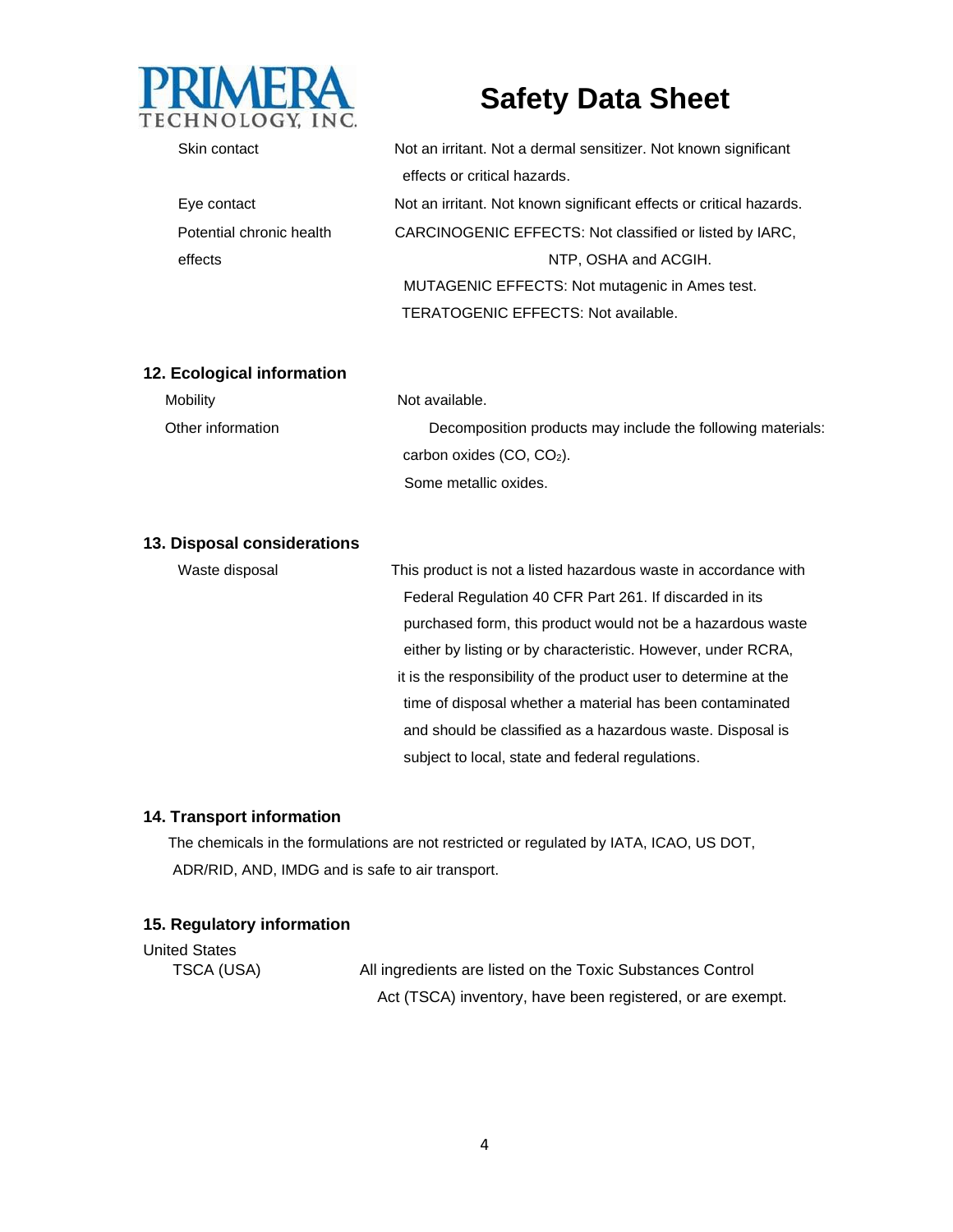Skin contact — Not an irritant. Not a dermal sensitizer. Not known significant effects or critical hazards.

Eye contact — Not an irritant. Not known significant effects or critical hazards.

Potential chronic health effects — CARCINOGENIC EFFECTS: Not classified or listed by IARC, NTP, OSHA and ACGIH.
MUTAGENIC EFFECTS: Not mutagenic in Ames test.
TERATOGENIC EFFECTS: Not available.

## 12. Ecological information

Mobility — Not available.

Other information — Decomposition products may include the following materials: carbon oxides (CO, $CO_2$).
Some metallic oxides.

## 13. Disposal considerations

Waste disposal — This product is not a listed hazardous waste in accordance with Federal Regulation 40 CFR Part 261. If discarded in its purchased form, this product would not be a hazardous waste either by listing or by characteristic. However, under RCRA, it is the responsibility of the product user to determine at the time of disposal whether a material has been contaminated and should be classified as a hazardous waste. Disposal is subject to local, state and federal regulations.

## 14. Transport information

The chemicals in the formulations are not restricted or regulated by IATA, ICAO, US DOT, ADR/RID, AND, IMDG and is safe to air transport.

## 15. Regulatory information

United States

TSCA (USA) — All ingredients are listed on the Toxic Substances Control Act (TSCA) inventory, have been registered, or are exempt.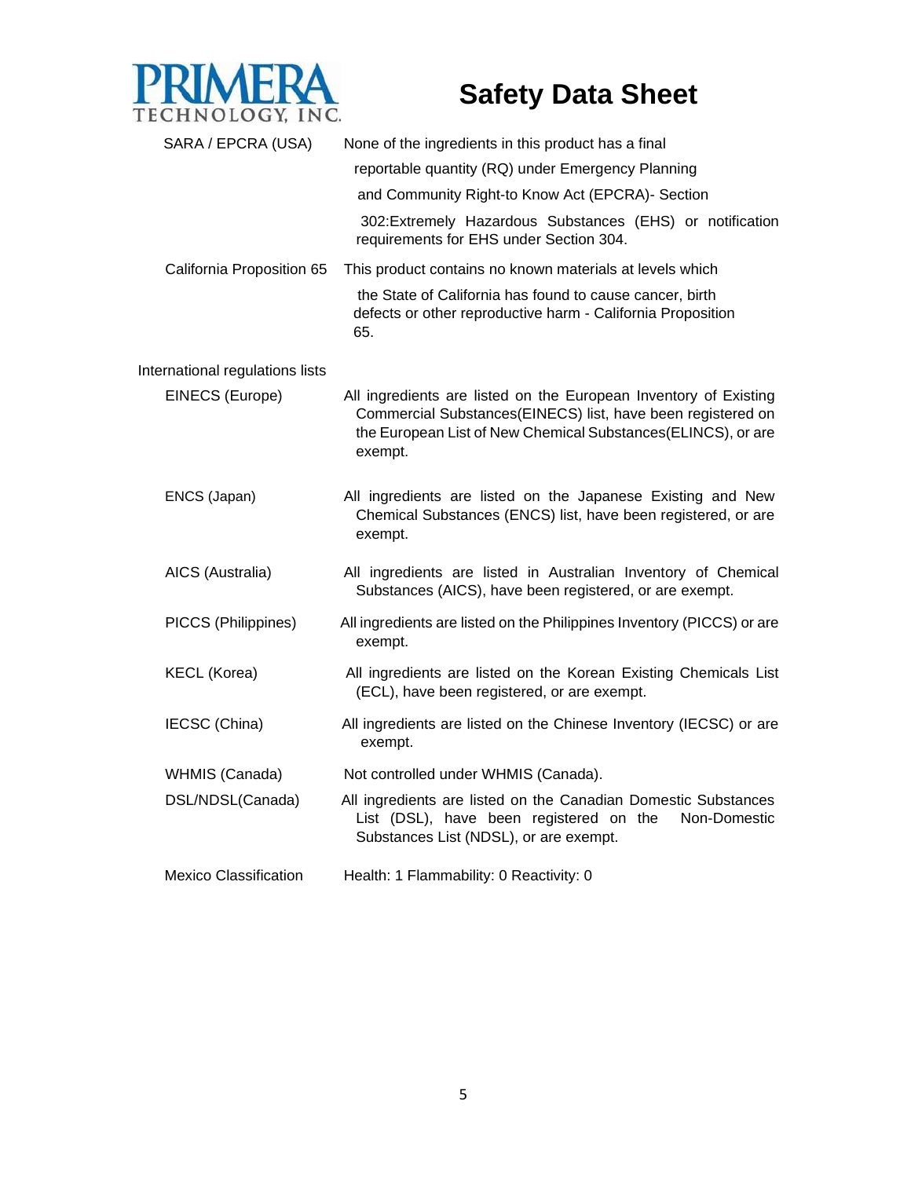| | |
|---|---|
| SARA / EPCRA (USA) | None of the ingredients in this product has a final reportable quantity (RQ) under Emergency Planning and Community Right-to Know Act (EPCRA)- Section 302:Extremely Hazardous Substances (EHS) or notification requirements for EHS under Section 304. |
| California Proposition 65 | This product contains no known materials at levels which the State of California has found to cause cancer, birth defects or other reproductive harm - California Proposition 65. |

International regulations lists

| | |
|---|---|
| EINECS (Europe) | All ingredients are listed on the European Inventory of Existing Commercial Substances(EINECS) list, have been registered on the European List of New Chemical Substances(ELINCS), or are exempt. |
| ENCS (Japan) | All ingredients are listed on the Japanese Existing and New Chemical Substances (ENCS) list, have been registered, or are exempt. |
| AICS (Australia) | All ingredients are listed in Australian Inventory of Chemical Substances (AICS), have been registered, or are exempt. |
| PICCS (Philippines) | All ingredients are listed on the Philippines Inventory (PICCS) or are exempt. |
| KECL (Korea) | All ingredients are listed on the Korean Existing Chemicals List (ECL), have been registered, or are exempt. |
| IECSC (China) | All ingredients are listed on the Chinese Inventory (IECSC) or are exempt. |
| WHMIS (Canada) | Not controlled under WHMIS (Canada). |
| DSL/NDSL(Canada) | All ingredients are listed on the Canadian Domestic Substances List (DSL), have been registered on the Non-Domestic Substances List (NDSL), or are exempt. |
| Mexico Classification | Health: 1 Flammability: 0 Reactivity: 0 |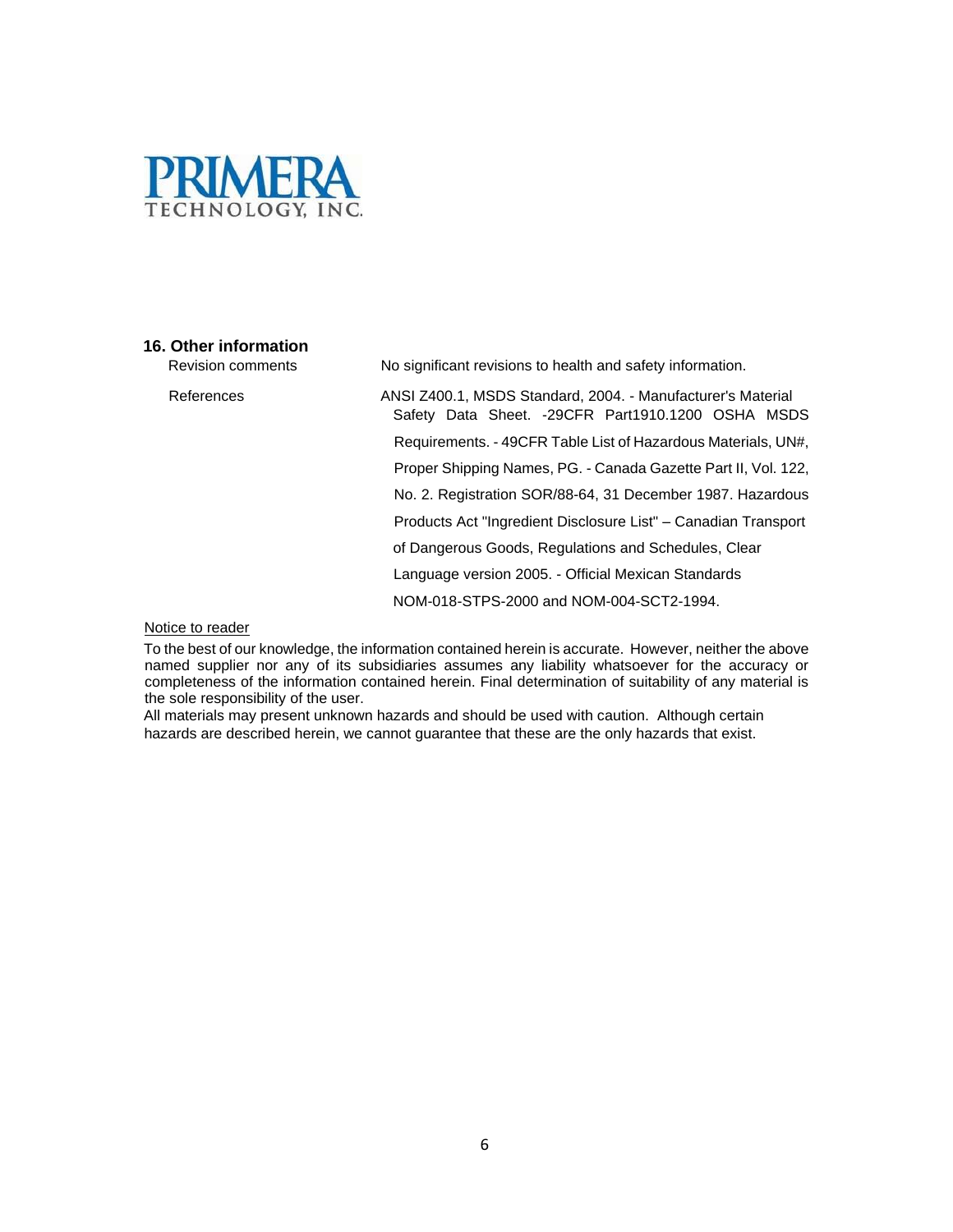PRIMERA TECHNOLOGY, INC.

### 16. Other information

| | |
|---|---|
| Revision comments | No significant revisions to health and safety information. |
| References | ANSI Z400.1, MSDS Standard, 2004. - Manufacturer's Material Safety Data Sheet. -29CFR Part1910.1200 OSHA MSDS Requirements. - 49CFR Table List of Hazardous Materials, UN#, Proper Shipping Names, PG. - Canada Gazette Part II, Vol. 122, No. 2. Registration SOR/88-64, 31 December 1987. Hazardous Products Act "Ingredient Disclosure List" – Canadian Transport of Dangerous Goods, Regulations and Schedules, Clear Language version 2005. - Official Mexican Standards NOM-018-STPS-2000 and NOM-004-SCT2-1994. |

Notice to reader

To the best of our knowledge, the information contained herein is accurate. However, neither the above named supplier nor any of its subsidiaries assumes any liability whatsoever for the accuracy or completeness of the information contained herein. Final determination of suitability of any material is the sole responsibility of the user.

All materials may present unknown hazards and should be used with caution. Although certain hazards are described herein, we cannot guarantee that these are the only hazards that exist.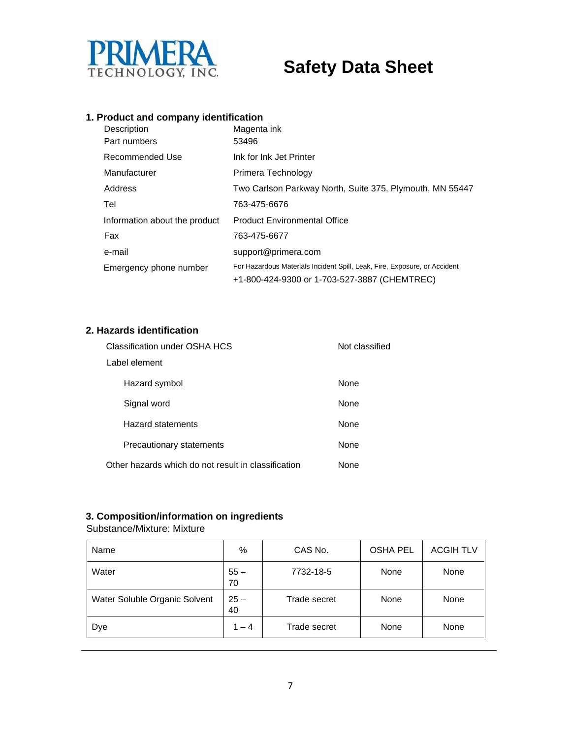PRIMERA TECHNOLOGY, INC.

# Safety Data Sheet

## 1. Product and company identification

| | |
|---|---|
| Description | Magenta ink |
| Part numbers | 53496 |
| Recommended Use | Ink for Ink Jet Printer |
| Manufacturer | Primera Technology |
| Address | Two Carlson Parkway North, Suite 375, Plymouth, MN 55447 |
| Tel | 763-475-6676 |
| Information about the product | Product Environmental Office |
| Fax | 763-475-6677 |
| e-mail | support@primera.com |
| Emergency phone number | For Hazardous Materials Incident Spill, Leak, Fire, Exposure, or Accident<br>+1-800-424-9300 or 1-703-527-3887 (CHEMTREC) |

## 2. Hazards identification

| | |
|---|---|
| Classification under OSHA HCS | Not classified |
| Label element | |
| Hazard symbol | None |
| Signal word | None |
| Hazard statements | None |
| Precautionary statements | None |
| Other hazards which do not result in classification | None |

## 3. Composition/information on ingredients

Substance/Mixture: Mixture

| Name | % | CAS No. | OSHA PEL | ACGIH TLV |
|---|---|---|---|---|
| Water | 55 – 70 | 7732-18-5 | None | None |
| Water Soluble Organic Solvent | 25 – 40 | Trade secret | None | None |
| Dye | 1 – 4 | Trade secret | None | None |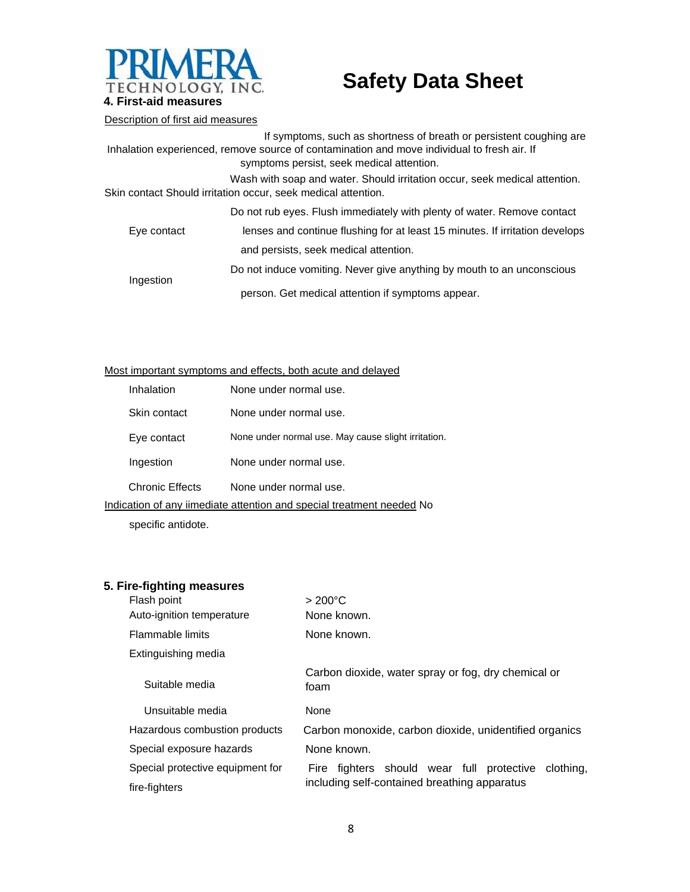**Safety Data Sheet**

## 4. First-aid measures

Description of first aid measures

| | |
|---|---|
| Inhalation | If symptoms, such as shortness of breath or persistent coughing are experienced, remove source of contamination and move individual to fresh air. If symptoms persist, seek medical attention. |
| Skin contact | Wash with soap and water. Should irritation occur, seek medical attention. Should irritation occur, seek medical attention. |
| Eye contact | Do not rub eyes. Flush immediately with plenty of water. Remove contact lenses and continue flushing for at least 15 minutes. If irritation develops and persists, seek medical attention. |
| Ingestion | Do not induce vomiting. Never give anything by mouth to an unconscious person. Get medical attention if symptoms appear. |

Most important symptoms and effects, both acute and delayed

| | |
|---|---|
| Inhalation | None under normal use. |
| Skin contact | None under normal use. |
| Eye contact | None under normal use. May cause slight irritation. |
| Ingestion | None under normal use. |
| Chronic Effects | None under normal use. |

Indication of any iimediate attention and special treatment needed No specific antidote.

## 5. Fire-fighting measures

| | |
|---|---|
| Flash point | > 200°C |
| Auto-ignition temperature | None known. |
| Flammable limits | None known. |
| Extinguishing media | |
| Suitable media | Carbon dioxide, water spray or fog, dry chemical or foam |
| Unsuitable media | None |
| Hazardous combustion products | Carbon monoxide, carbon dioxide, unidentified organics |
| Special exposure hazards | None known. |
| Special protective equipment for fire-fighters | Fire fighters should wear full protective clothing, including self-contained breathing apparatus |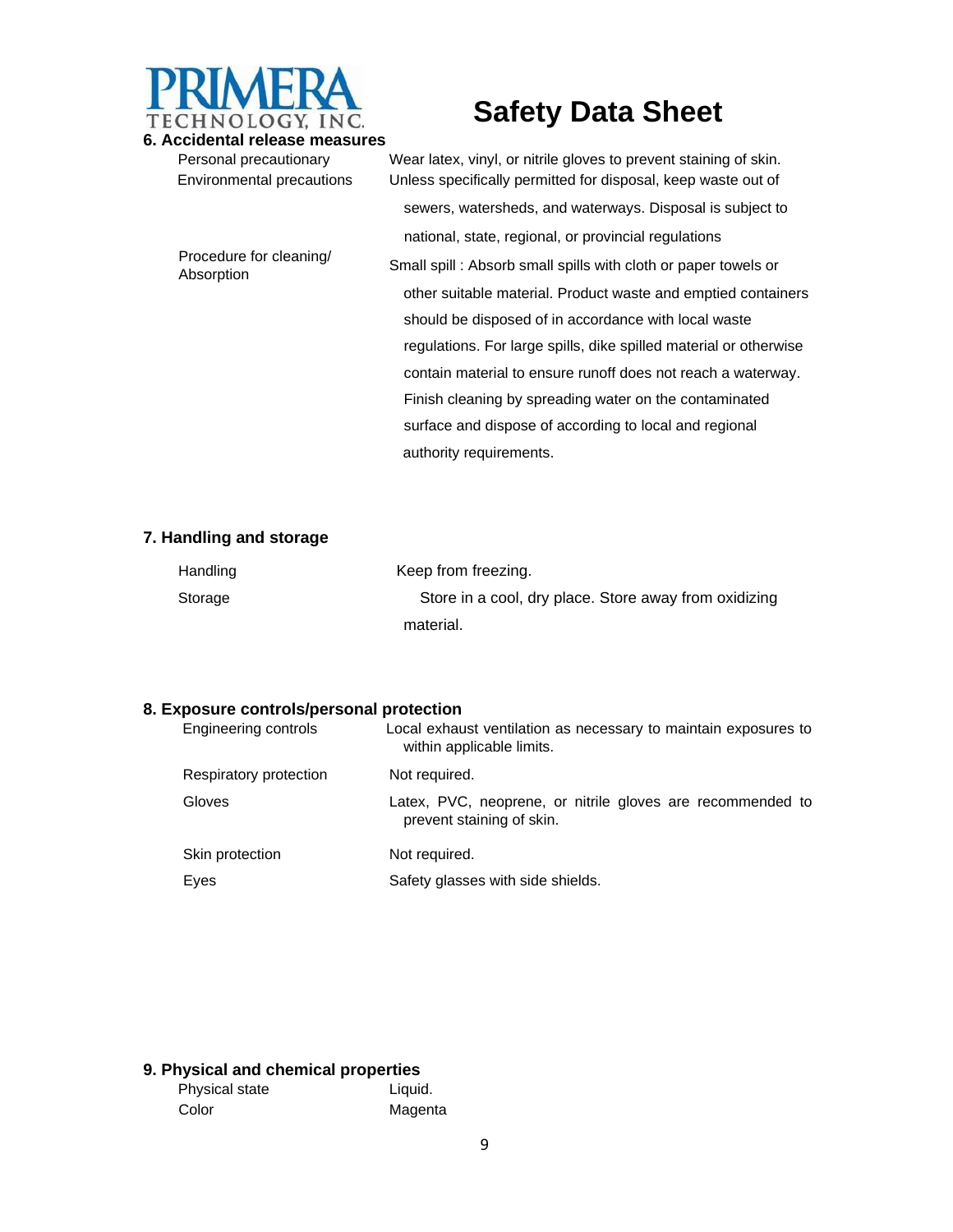# Safety Data Sheet

## 6. Accidental release measures

| | |
|---|---|
| Personal precautionary | Wear latex, vinyl, or nitrile gloves to prevent staining of skin. |
| Environmental precautions | Unless specifically permitted for disposal, keep waste out of sewers, watersheds, and waterways. Disposal is subject to national, state, regional, or provincial regulations |
| Procedure for cleaning/ Absorption | Small spill : Absorb small spills with cloth or paper towels or other suitable material. Product waste and emptied containers should be disposed of in accordance with local waste regulations. For large spills, dike spilled material or otherwise contain material to ensure runoff does not reach a waterway. Finish cleaning by spreading water on the contaminated surface and dispose of according to local and regional authority requirements. |

## 7. Handling and storage

| | |
|---|---|
| Handling | Keep from freezing. |
| Storage | Store in a cool, dry place. Store away from oxidizing material. |

## 8. Exposure controls/personal protection

| | |
|---|---|
| Engineering controls | Local exhaust ventilation as necessary to maintain exposures to within applicable limits. |
| Respiratory protection | Not required. |
| Gloves | Latex, PVC, neoprene, or nitrile gloves are recommended to prevent staining of skin. |
| Skin protection | Not required. |
| Eyes | Safety glasses with side shields. |

## 9. Physical and chemical properties

| | |
|---|---|
| Physical state | Liquid. |
| Color | Magenta |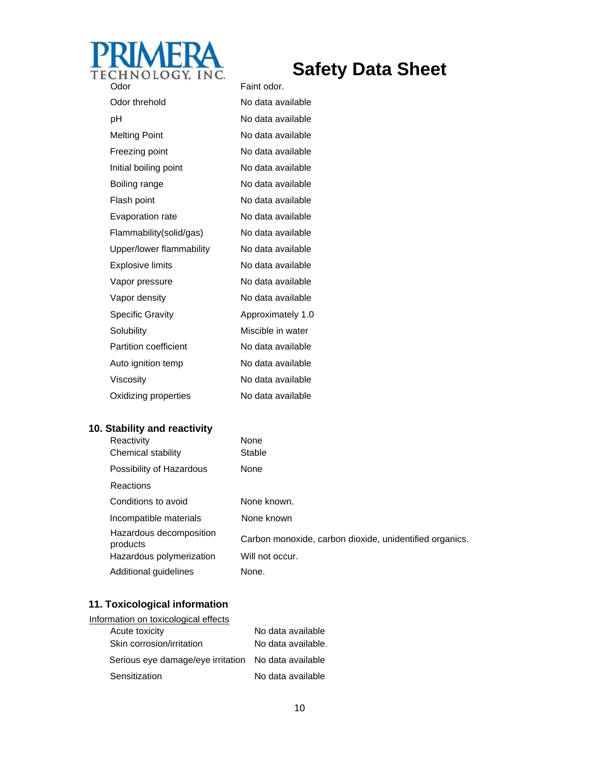| | |
|---|---|
| Odor | Faint odor. |
| Odor threhold | No data available |
| pH | No data available |
| Melting Point | No data available |
| Freezing point | No data available |
| Initial boiling point | No data available |
| Boiling range | No data available |
| Flash point | No data available |
| Evaporation rate | No data available |
| Flammability(solid/gas) | No data available |
| Upper/lower flammability | No data available |
| Explosive limits | No data available |
| Vapor pressure | No data available |
| Vapor density | No data available |
| Specific Gravity | Approximately 1.0 |
| Solubility | Miscible in water |
| Partition coefficient | No data available |
| Auto ignition temp | No data available |
| Viscosity | No data available |
| Oxidizing properties | No data available |

## 10. Stability and reactivity

| | |
|---|---|
| Reactivity | None |
| Chemical stability | Stable |
| Possibility of Hazardous Reactions | None |
| Conditions to avoid | None known. |
| Incompatible materials | None known |
| Hazardous decomposition products | Carbon monoxide, carbon dioxide, unidentified organics. |
| Hazardous polymerization | Will not occur. |
| Additional guidelines | None. |

## 11. Toxicological information

Information on toxicological effects

| | |
|---|---|
| Acute toxicity | No data available |
| Skin corrosion/irritation | No data available. |
| Serious eye damage/eye irritation | No data available |
| Sensitization | No data available |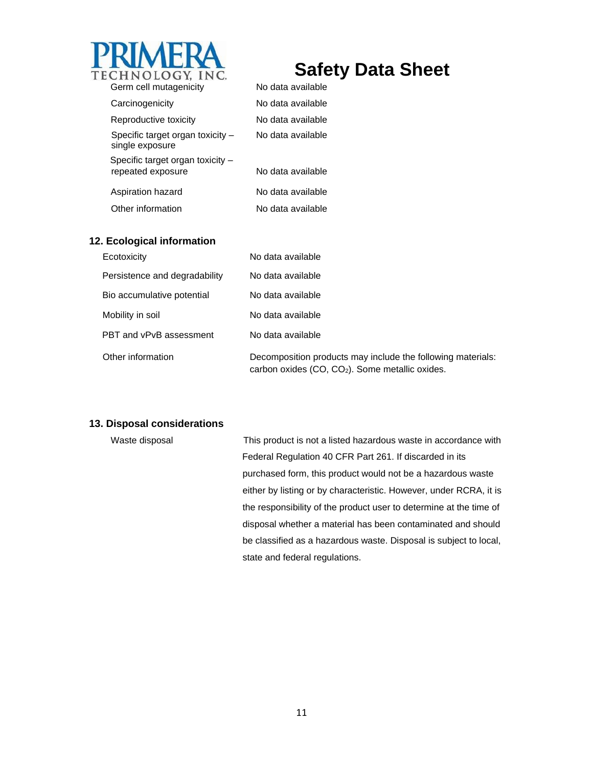| | |
|---|---|
| Germ cell mutagenicity | No data available |
| Carcinogenicity | No data available |
| Reproductive toxicity | No data available |
| Specific target organ toxicity – single exposure | No data available |
| Specific target organ toxicity – repeated exposure | No data available |
| Aspiration hazard | No data available |
| Other information | No data available |

## 12. Ecological information

| | |
|---|---|
| Ecotoxicity | No data available |
| Persistence and degradability | No data available |
| Bio accumulative potential | No data available |
| Mobility in soil | No data available |
| PBT and vPvB assessment | No data available |
| Other information | Decomposition products may include the following materials: carbon oxides (CO, $CO_2$). Some metallic oxides. |

## 13. Disposal considerations

| | |
|---|---|
| Waste disposal | This product is not a listed hazardous waste in accordance with Federal Regulation 40 CFR Part 261. If discarded in its purchased form, this product would not be a hazardous waste either by listing or by characteristic. However, under RCRA, it is the responsibility of the product user to determine at the time of disposal whether a material has been contaminated and should be classified as a hazardous waste. Disposal is subject to local, state and federal regulations. |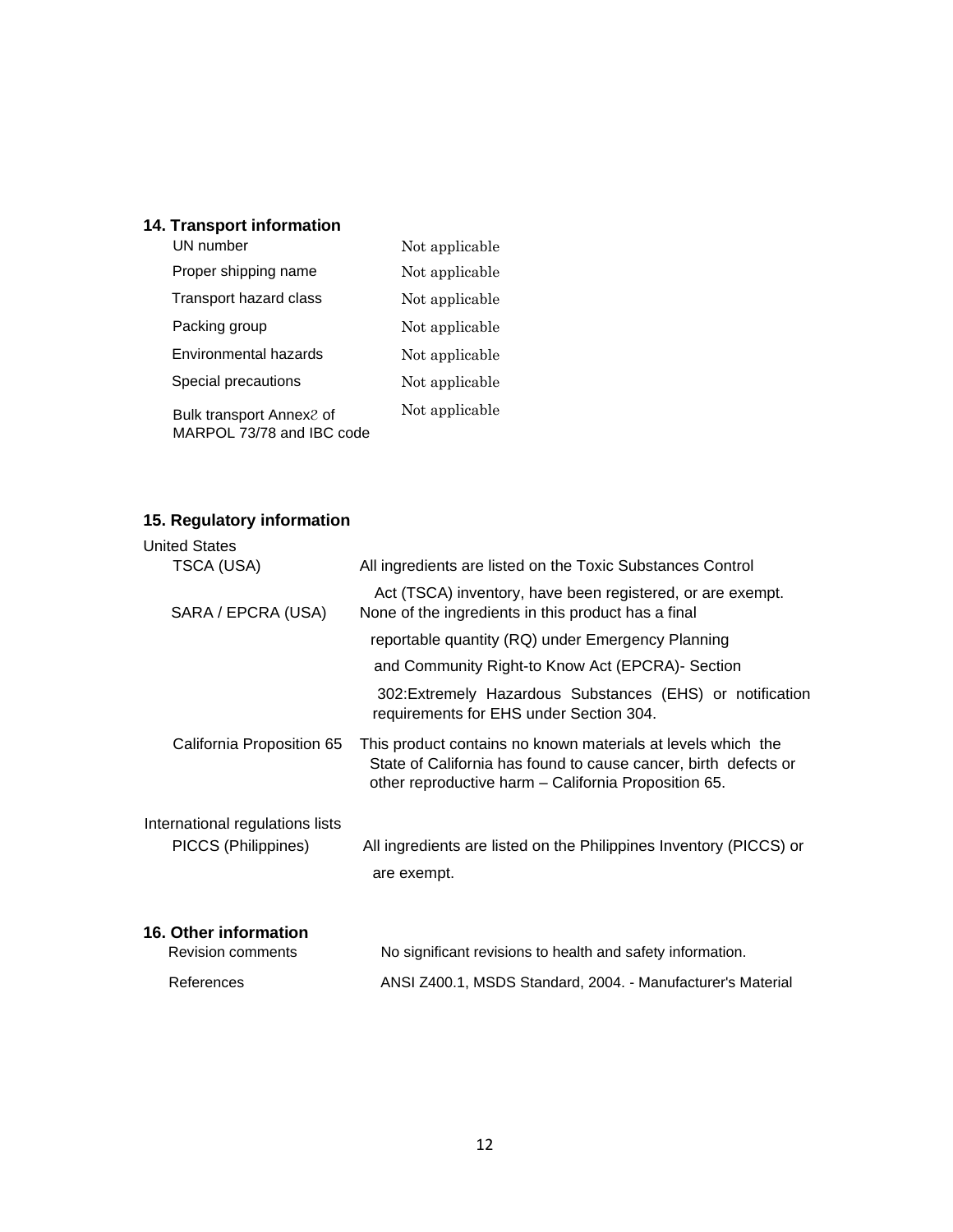### 14. Transport information

| | |
|---|---|
| UN number | Not applicable |
| Proper shipping name | Not applicable |
| Transport hazard class | Not applicable |
| Packing group | Not applicable |
| Environmental hazards | Not applicable |
| Special precautions | Not applicable |
| Bulk transport Annex2 of MARPOL 73/78 and IBC code | Not applicable |

### 15. Regulatory information

United States

| | |
|---|---|
| TSCA (USA) | All ingredients are listed on the Toxic Substances Control Act (TSCA) inventory, have been registered, or are exempt. |
| SARA / EPCRA (USA) | None of the ingredients in this product has a final reportable quantity (RQ) under Emergency Planning and Community Right-to Know Act (EPCRA)- Section 302:Extremely Hazardous Substances (EHS) or notification requirements for EHS under Section 304. |
| California Proposition 65 | This product contains no known materials at levels which the State of California has found to cause cancer, birth defects or other reproductive harm – California Proposition 65. |

International regulations lists

| | |
|---|---|
| PICCS (Philippines) | All ingredients are listed on the Philippines Inventory (PICCS) or are exempt. |

### 16. Other information

| | |
|---|---|
| Revision comments | No significant revisions to health and safety information. |
| References | ANSI Z400.1, MSDS Standard, 2004. - Manufacturer's Material |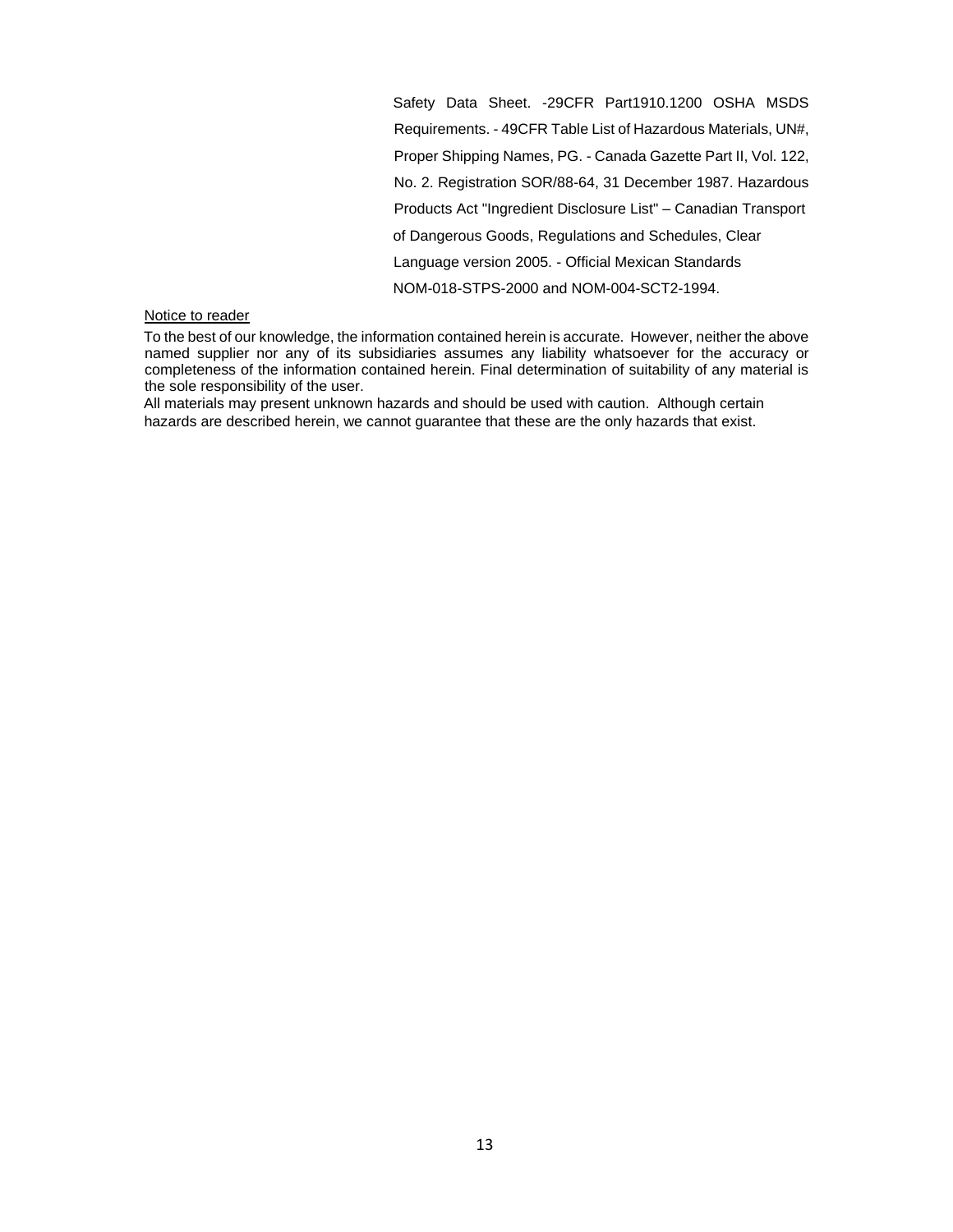Safety Data Sheet. -29CFR Part1910.1200 OSHA MSDS Requirements. - 49CFR Table List of Hazardous Materials, UN#, Proper Shipping Names, PG. - Canada Gazette Part II, Vol. 122, No. 2. Registration SOR/88-64, 31 December 1987. Hazardous Products Act "Ingredient Disclosure List" – Canadian Transport of Dangerous Goods, Regulations and Schedules, Clear Language version 2005. - Official Mexican Standards NOM-018-STPS-2000 and NOM-004-SCT2-1994.

Notice to reader

To the best of our knowledge, the information contained herein is accurate. However, neither the above named supplier nor any of its subsidiaries assumes any liability whatsoever for the accuracy or completeness of the information contained herein. Final determination of suitability of any material is the sole responsibility of the user.

All materials may present unknown hazards and should be used with caution. Although certain hazards are described herein, we cannot guarantee that these are the only hazards that exist.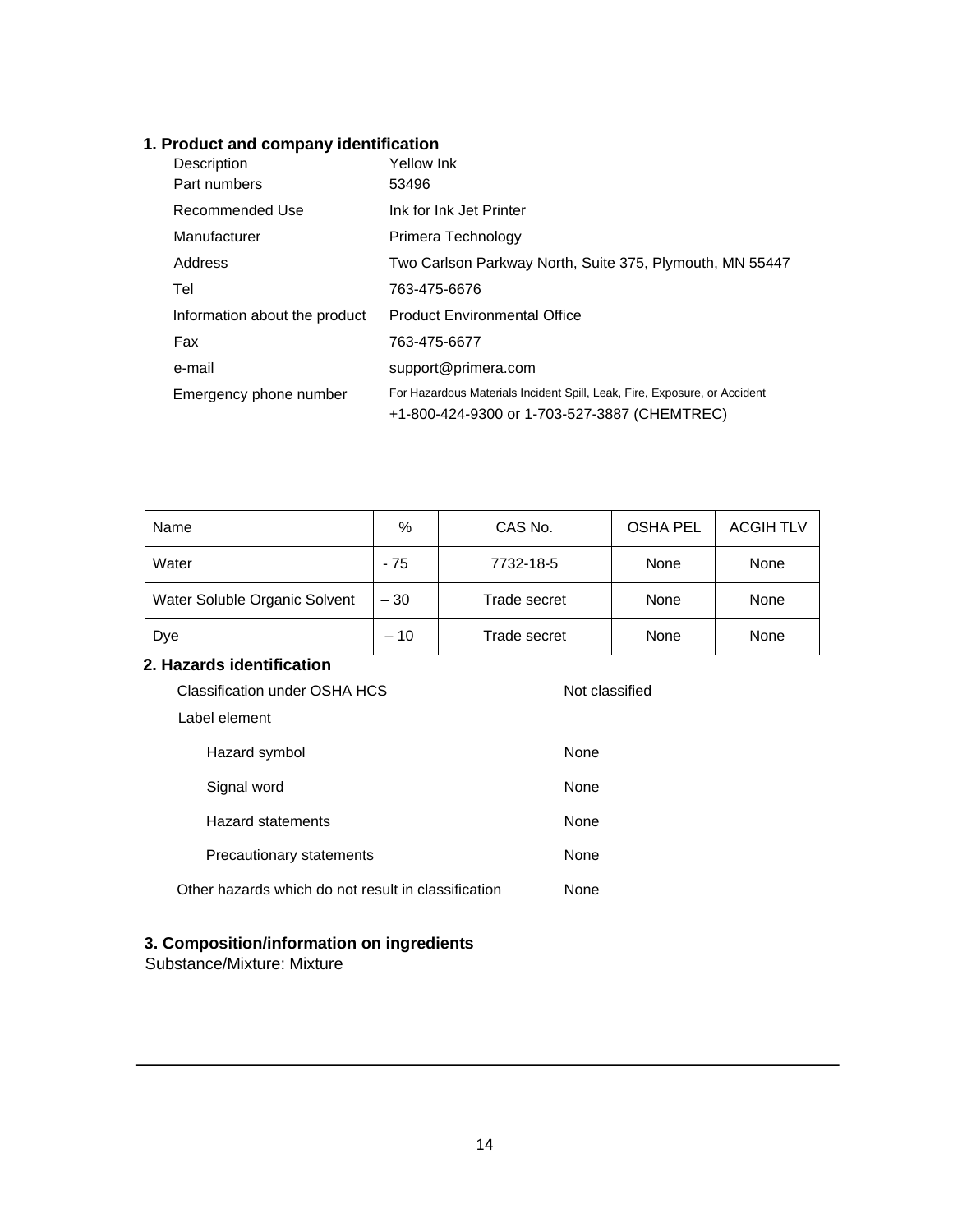## 1. Product and company identification

| | |
|---|---|
| Description | Yellow Ink |
| Part numbers | 53496 |
| Recommended Use | Ink for Ink Jet Printer |
| Manufacturer | Primera Technology |
| Address | Two Carlson Parkway North, Suite 375, Plymouth, MN 55447 |
| Tel | 763-475-6676 |
| Information about the product | Product Environmental Office |
| Fax | 763-475-6677 |
| e-mail | support@primera.com |
| Emergency phone number | For Hazardous Materials Incident Spill, Leak, Fire, Exposure, or Accident<br>+1-800-424-9300 or 1-703-527-3887 (CHEMTREC) |

| Name | % | CAS No. | OSHA PEL | ACGIH TLV |
|---|---|---|---|---|
| Water | - 75 | 7732-18-5 | None | None |
| Water Soluble Organic Solvent | – 30 | Trade secret | None | None |
| Dye | – 10 | Trade secret | None | None |

## 2. Hazards identification

| | |
|---|---|
| Classification under OSHA HCS | Not classified |
| Label element | |
| Hazard symbol | None |
| Signal word | None |
| Hazard statements | None |
| Precautionary statements | None |
| Other hazards which do not result in classification | None |

## 3. Composition/information on ingredients

Substance/Mixture: Mixture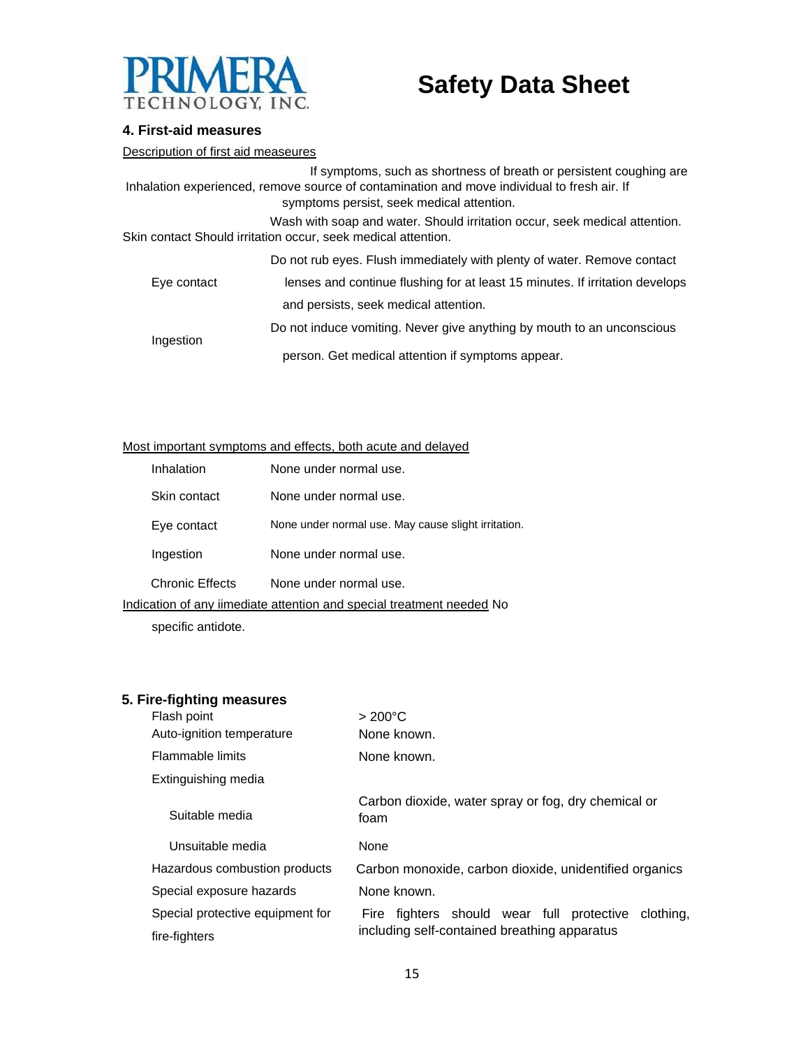**Safety Data Sheet**

### 4. First-aid measures

Description of first aid measeures

| | |
|---|---|
| Inhalation | If symptoms, such as shortness of breath or persistent coughing are experienced, remove source of contamination and move individual to fresh air. If symptoms persist, seek medical attention. |
| Skin contact | Wash with soap and water. Should irritation occur, seek medical attention. Should irritation occur, seek medical attention. |
| Eye contact | Do not rub eyes. Flush immediately with plenty of water. Remove contact lenses and continue flushing for at least 15 minutes. If irritation develops and persists, seek medical attention. |
| Ingestion | Do not induce vomiting. Never give anything by mouth to an unconscious person. Get medical attention if symptoms appear. |

Most important symptoms and effects, both acute and delayed

| | |
|---|---|
| Inhalation | None under normal use. |
| Skin contact | None under normal use. |
| Eye contact | None under normal use. May cause slight irritation. |
| Ingestion | None under normal use. |
| Chronic Effects | None under normal use. |

Indication of any iimediate attention and special treatment needed No specific antidote.

### 5. Fire-fighting measures

| | |
|---|---|
| Flash point | > 200°C |
| Auto-ignition temperature | None known. |
| Flammable limits | None known. |
| Extinguishing media | |
| Suitable media | Carbon dioxide, water spray or fog, dry chemical or foam |
| Unsuitable media | None |
| Hazardous combustion products | Carbon monoxide, carbon dioxide, unidentified organics |
| Special exposure hazards | None known. |
| Special protective equipment for fire-fighters | Fire fighters should wear full protective clothing, including self-contained breathing apparatus |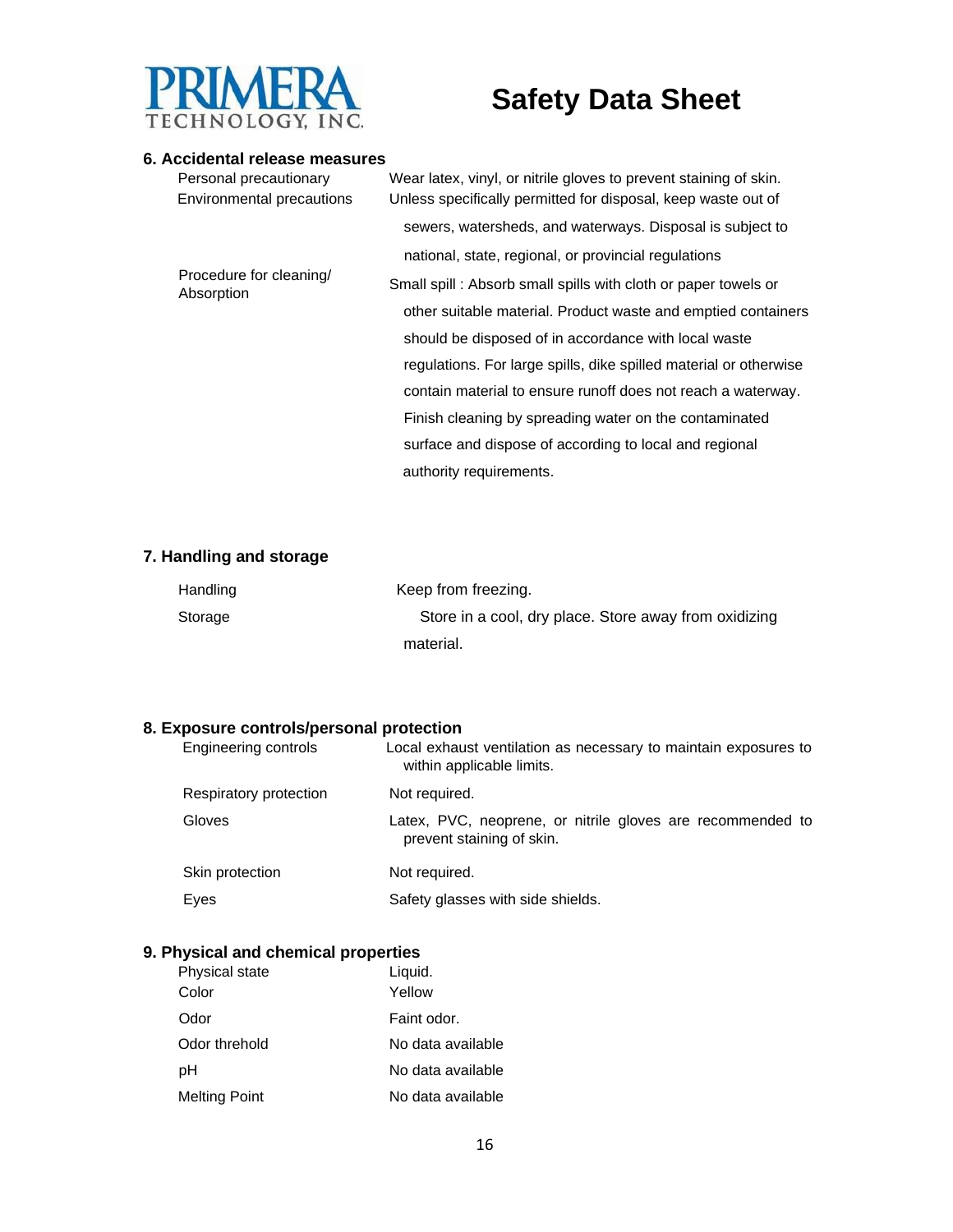# Safety Data Sheet

## 6. Accidental release measures

| | |
|---|---|
| Personal precautionary | Wear latex, vinyl, or nitrile gloves to prevent staining of skin. |
| Environmental precautions | Unless specifically permitted for disposal, keep waste out of sewers, watersheds, and waterways. Disposal is subject to national, state, regional, or provincial regulations |
| Procedure for cleaning/ Absorption | Small spill : Absorb small spills with cloth or paper towels or other suitable material. Product waste and emptied containers should be disposed of in accordance with local waste regulations. For large spills, dike spilled material or otherwise contain material to ensure runoff does not reach a waterway. Finish cleaning by spreading water on the contaminated surface and dispose of according to local and regional authority requirements. |

## 7. Handling and storage

| | |
|---|---|
| Handling | Keep from freezing. |
| Storage | Store in a cool, dry place. Store away from oxidizing material. |

## 8. Exposure controls/personal protection

| | |
|---|---|
| Engineering controls | Local exhaust ventilation as necessary to maintain exposures to within applicable limits. |
| Respiratory protection | Not required. |
| Gloves | Latex, PVC, neoprene, or nitrile gloves are recommended to prevent staining of skin. |
| Skin protection | Not required. |
| Eyes | Safety glasses with side shields. |

## 9. Physical and chemical properties

| | |
|---|---|
| Physical state | Liquid. |
| Color | Yellow |
| Odor | Faint odor. |
| Odor threhold | No data available |
| pH | No data available |
| Melting Point | No data available |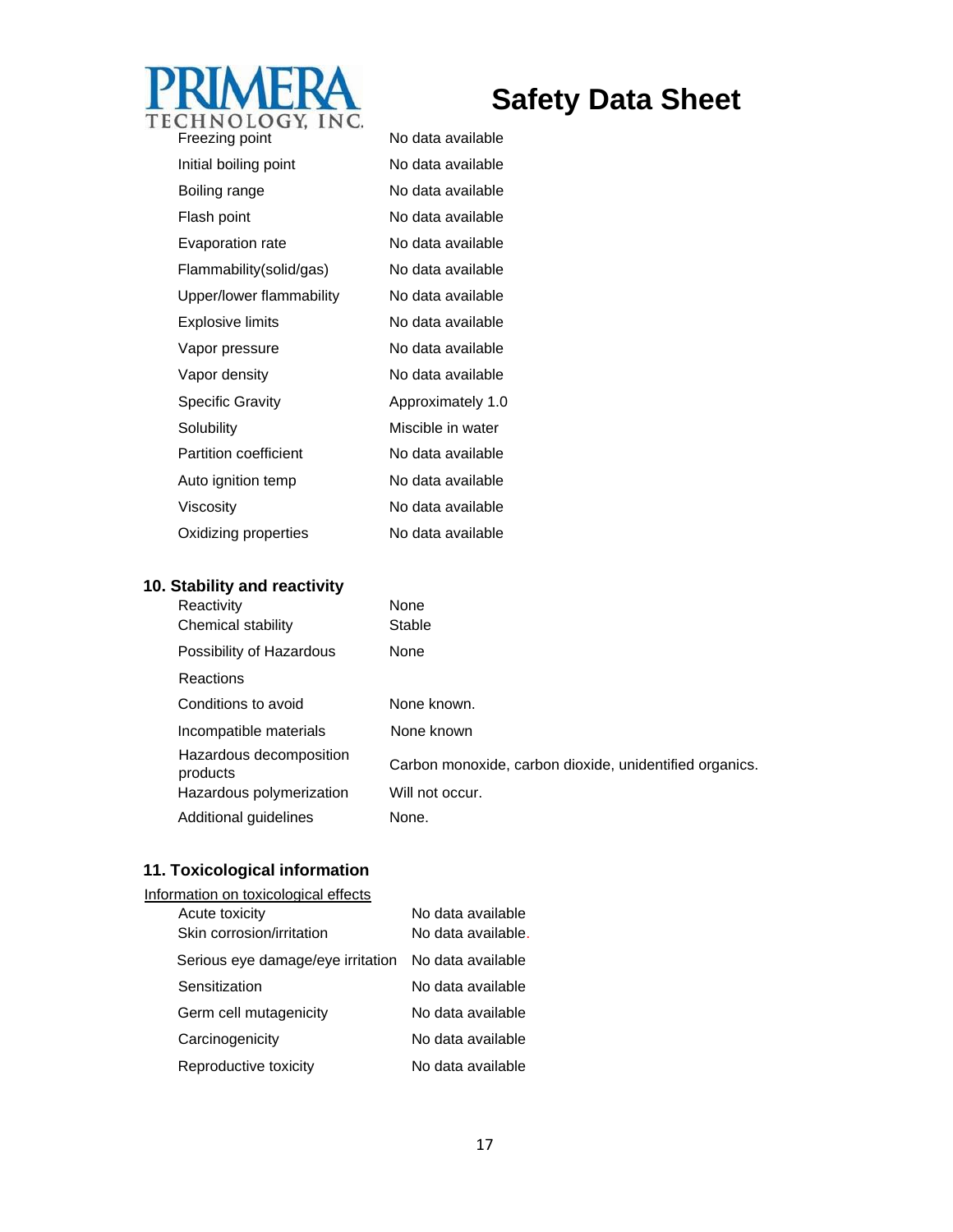| | |
|---|---|
| Freezing point | No data available |
| Initial boiling point | No data available |
| Boiling range | No data available |
| Flash point | No data available |
| Evaporation rate | No data available |
| Flammability(solid/gas) | No data available |
| Upper/lower flammability | No data available |
| Explosive limits | No data available |
| Vapor pressure | No data available |
| Vapor density | No data available |
| Specific Gravity | Approximately 1.0 |
| Solubility | Miscible in water |
| Partition coefficient | No data available |
| Auto ignition temp | No data available |
| Viscosity | No data available |
| Oxidizing properties | No data available |

## 10. Stability and reactivity

| | |
|---|---|
| Reactivity | None |
| Chemical stability | Stable |
| Possibility of Hazardous Reactions | None |
| Conditions to avoid | None known. |
| Incompatible materials | None known |
| Hazardous decomposition products | Carbon monoxide, carbon dioxide, unidentified organics. |
| Hazardous polymerization | Will not occur. |
| Additional guidelines | None. |

## 11. Toxicological information

Information on toxicological effects

| | |
|---|---|
| Acute toxicity | No data available |
| Skin corrosion/irritation | No data available. |
| Serious eye damage/eye irritation | No data available |
| Sensitization | No data available |
| Germ cell mutagenicity | No data available |
| Carcinogenicity | No data available |
| Reproductive toxicity | No data available |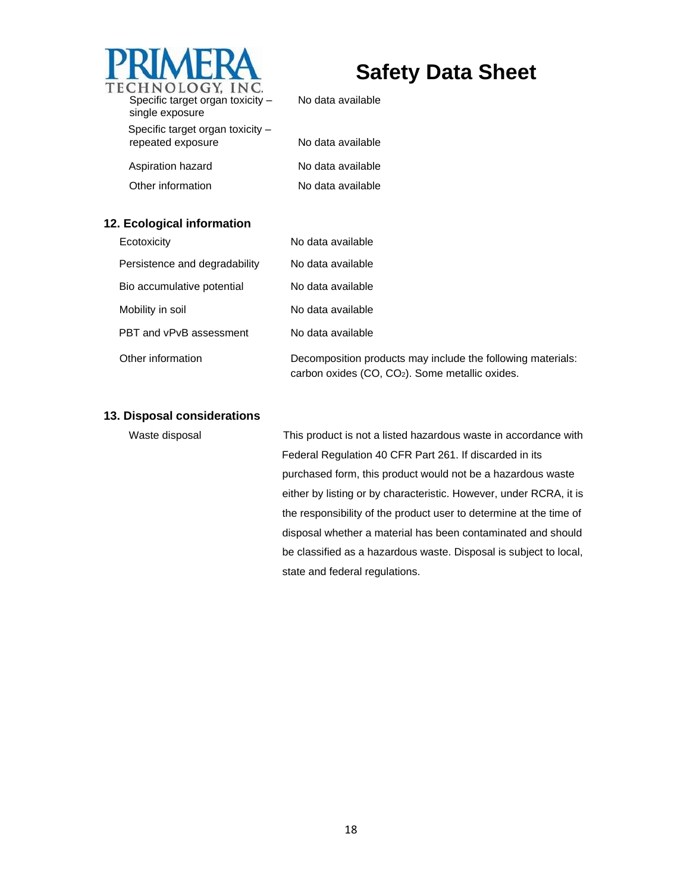| | |
|---|---|
| Specific target organ toxicity – single exposure | No data available |
| Specific target organ toxicity – repeated exposure | No data available |
| Aspiration hazard | No data available |
| Other information | No data available |

## 12. Ecological information

| | |
|---|---|
| Ecotoxicity | No data available |
| Persistence and degradability | No data available |
| Bio accumulative potential | No data available |
| Mobility in soil | No data available |
| PBT and vPvB assessment | No data available |
| Other information | Decomposition products may include the following materials: carbon oxides ($CO$, $CO_2$). Some metallic oxides. |

## 13. Disposal considerations

| | |
|---|---|
| Waste disposal | This product is not a listed hazardous waste in accordance with Federal Regulation 40 CFR Part 261. If discarded in its purchased form, this product would not be a hazardous waste either by listing or by characteristic. However, under RCRA, it is the responsibility of the product user to determine at the time of disposal whether a material has been contaminated and should be classified as a hazardous waste. Disposal is subject to local, state and federal regulations. |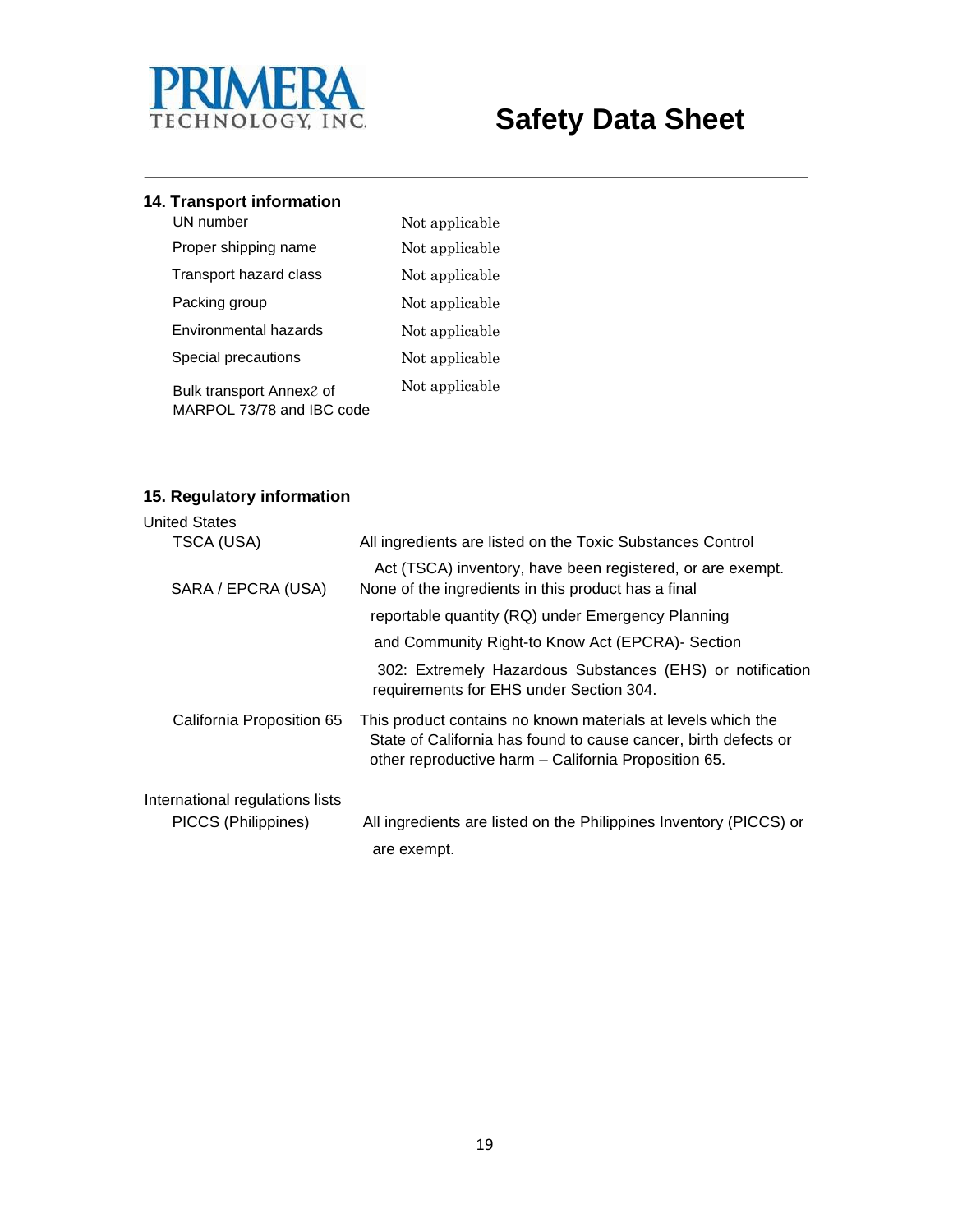## 14. Transport information

| | |
|---|---|
| UN number | Not applicable |
| Proper shipping name | Not applicable |
| Transport hazard class | Not applicable |
| Packing group | Not applicable |
| Environmental hazards | Not applicable |
| Special precautions | Not applicable |
| Bulk transport Annex2 of MARPOL 73/78 and IBC code | Not applicable |

## 15. Regulatory information

United States

| | |
|---|---|
| TSCA (USA) | All ingredients are listed on the Toxic Substances Control Act (TSCA) inventory, have been registered, or are exempt. |
| SARA / EPCRA (USA) | None of the ingredients in this product has a final reportable quantity (RQ) under Emergency Planning and Community Right-to Know Act (EPCRA)- Section 302: Extremely Hazardous Substances (EHS) or notification requirements for EHS under Section 304. |
| California Proposition 65 | This product contains no known materials at levels which the State of California has found to cause cancer, birth defects or other reproductive harm – California Proposition 65. |

International regulations lists

| | |
|---|---|
| PICCS (Philippines) | All ingredients are listed on the Philippines Inventory (PICCS) or are exempt. |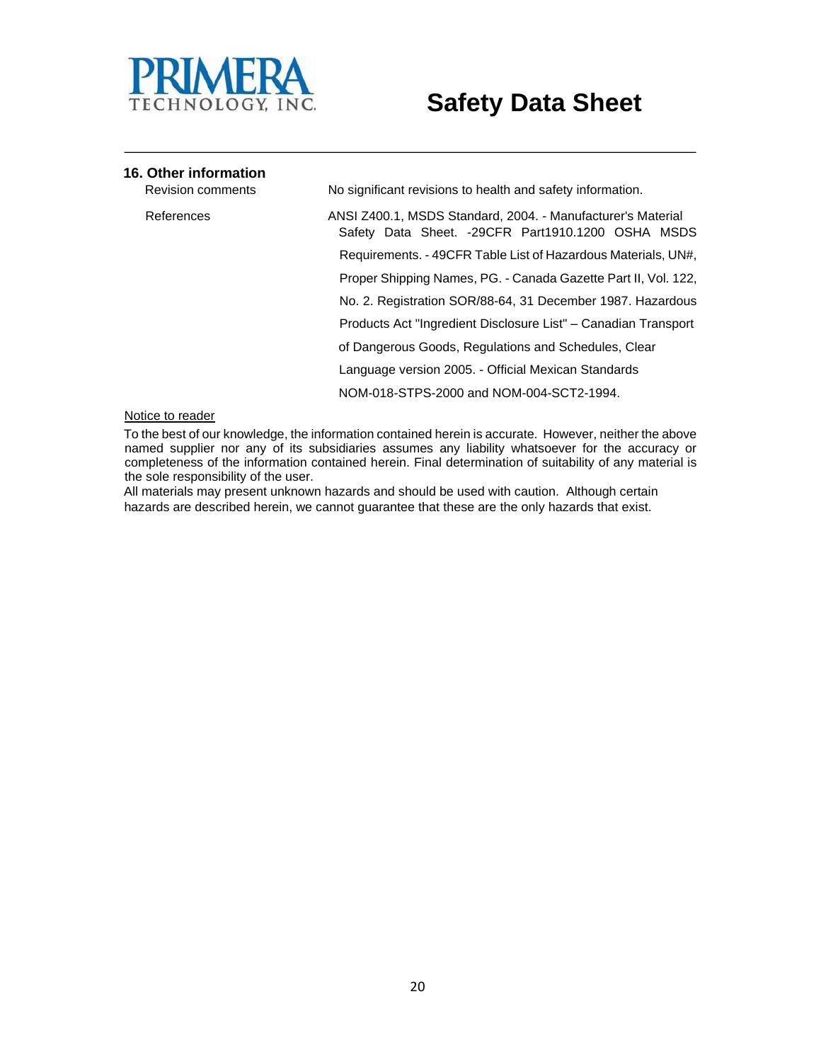## 16. Other information

| | |
|---|---|
| Revision comments | No significant revisions to health and safety information. |
| References | ANSI Z400.1, MSDS Standard, 2004. - Manufacturer's Material Safety Data Sheet. -29CFR Part1910.1200 OSHA MSDS Requirements. - 49CFR Table List of Hazardous Materials, UN#, Proper Shipping Names, PG. - Canada Gazette Part II, Vol. 122, No. 2. Registration SOR/88-64, 31 December 1987. Hazardous Products Act "Ingredient Disclosure List" – Canadian Transport of Dangerous Goods, Regulations and Schedules, Clear Language version 2005. - Official Mexican Standards NOM-018-STPS-2000 and NOM-004-SCT2-1994. |

Notice to reader

To the best of our knowledge, the information contained herein is accurate. However, neither the above named supplier nor any of its subsidiaries assumes any liability whatsoever for the accuracy or completeness of the information contained herein. Final determination of suitability of any material is the sole responsibility of the user.

All materials may present unknown hazards and should be used with caution. Although certain hazards are described herein, we cannot guarantee that these are the only hazards that exist.